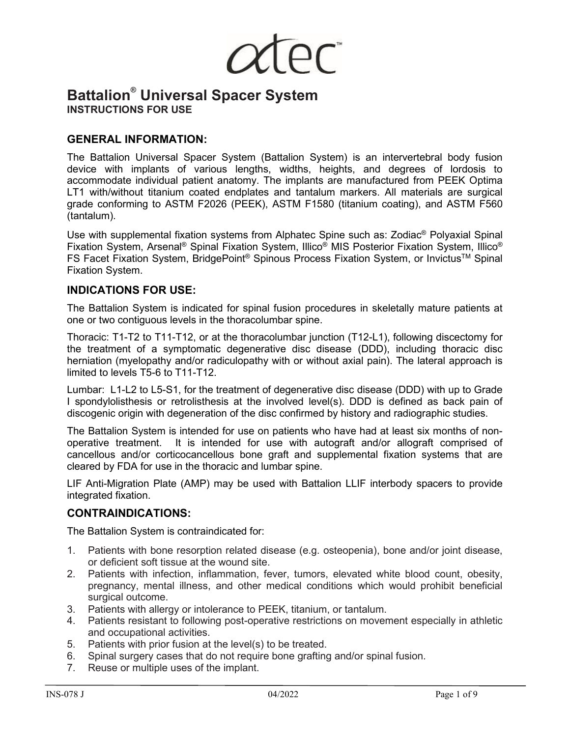# Battalion® Universal Spacer System

**INSTRUCTIONS FOR USE**

## GENERAL INFORMATION:

The Battalion Universal Spacer System (Battalion System) is an intervertebral body fusion device with implants of various lengths, widths, heights, and degrees of lordosis to accommodate individual patient anatomy. The implants are manufactured from PEEK Optima LT1 with/without titanium coated endplates and tantalum markers. All materials are surgical grade conforming to ASTM F2026 (PEEK), ASTM F1580 (titanium coating), and ASTM F560 (tantalum).

Use with supplemental fixation systems from Alphatec Spine such as: Zodiac® Polyaxial Spinal Fixation System, Arsenal® Spinal Fixation System, Illico® MIS Posterior Fixation System, Illico® FS Facet Fixation System, BridgePoint® Spinous Process Fixation System, or Invictus™ Spinal Fixation System.

## INDICATIONS FOR USE:

The Battalion System is indicated for spinal fusion procedures in skeletally mature patients at one or two contiguous levels in the thoracolumbar spine.

Thoracic: T1-T2 to T11-T12, or at the thoracolumbar junction (T12-L1), following discectomy for the treatment of a symptomatic degenerative disc disease (DDD), including thoracic disc herniation (myelopathy and/or radiculopathy with or without axial pain). The lateral approach is limited to levels T5-6 to T11-T12.

Lumbar: L1-L2 to L5-S1, for the treatment of degenerative disc disease (DDD) with up to Grade I spondylolisthesis or retrolisthesis at the involved level(s). DDD is defined as back pain of discogenic origin with degeneration of the disc confirmed by history and radiographic studies.

The Battalion System is intended for use on patients who have had at least six months of non-operative treatment. It is intended for use with autograft and/or allograft comprised of cancellous and/or corticocancellous bone graft and supplemental fixation systems that are cleared by FDA for use in the thoracic and lumbar spine.

LIF Anti-Migration Plate (AMP) may be used with Battalion LLIF interbody spacers to provide integrated fixation.

## CONTRAINDICATIONS:

The Battalion System is contraindicated for:

1. Patients with bone resorption related disease (e.g. osteopenia), bone and/or joint disease, or deficient soft tissue at the wound site.
2. Patients with infection, inflammation, fever, tumors, elevated white blood count, obesity, pregnancy, mental illness, and other medical conditions which would prohibit beneficial surgical outcome.
3. Patients with allergy or intolerance to PEEK, titanium, or tantalum.
4. Patients resistant to following post-operative restrictions on movement especially in athletic and occupational activities.
5. Patients with prior fusion at the level(s) to be treated.
6. Spinal surgery cases that do not require bone grafting and/or spinal fusion.
7. Reuse or multiple uses of the implant.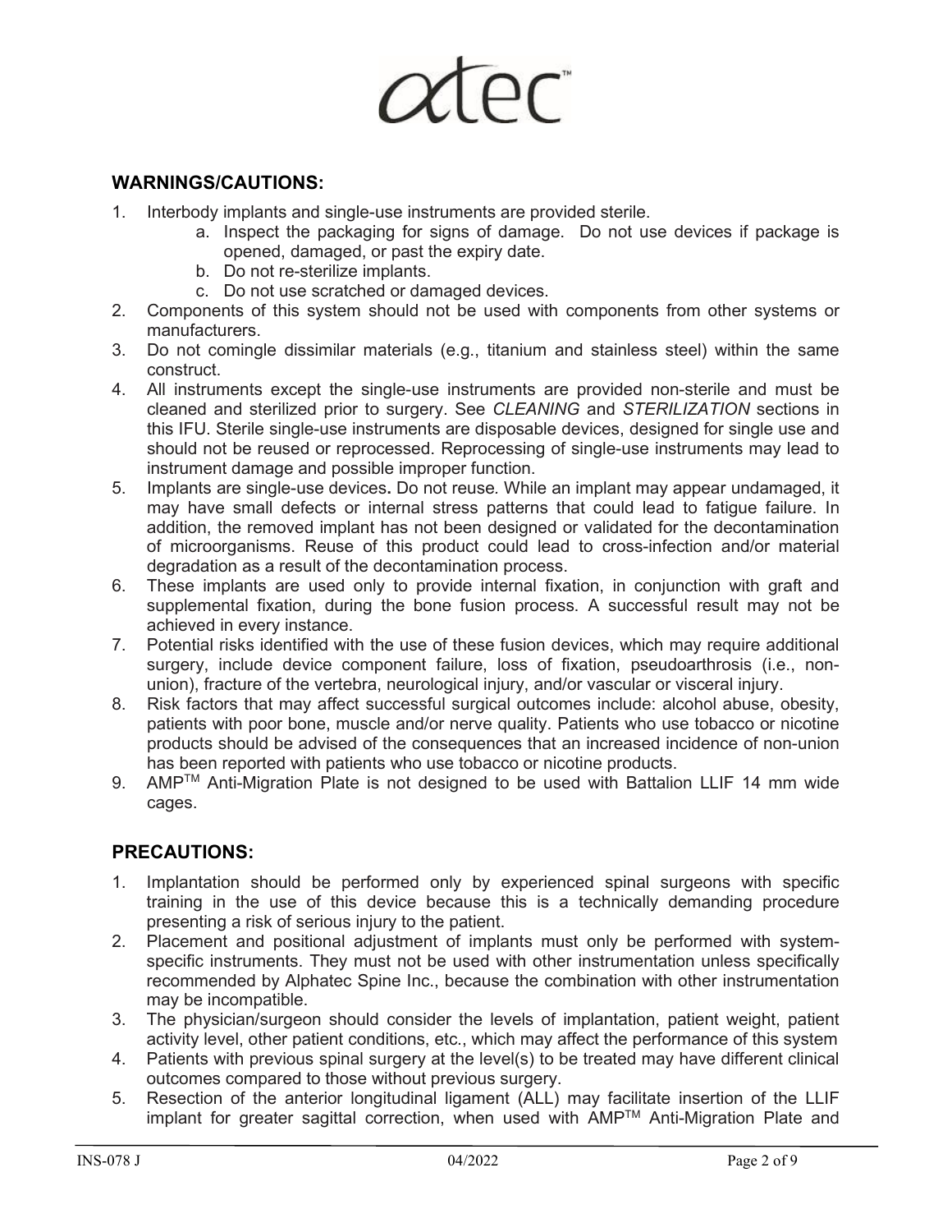## WARNINGS/CAUTIONS:

1. Interbody implants and single-use instruments are provided sterile.
    a. Inspect the packaging for signs of damage. Do not use devices if package is opened, damaged, or past the expiry date.
    b. Do not re-sterilize implants.
    c. Do not use scratched or damaged devices.
2. Components of this system should not be used with components from other systems or manufacturers.
3. Do not comingle dissimilar materials (e.g., titanium and stainless steel) within the same construct.
4. All instruments except the single-use instruments are provided non-sterile and must be cleaned and sterilized prior to surgery. See *CLEANING* and *STERILIZATION* sections in this IFU. Sterile single-use instruments are disposable devices, designed for single use and should not be reused or reprocessed. Reprocessing of single-use instruments may lead to instrument damage and possible improper function.
5. Implants are single-use devices**.** Do not reuse*.* While an implant may appear undamaged, it may have small defects or internal stress patterns that could lead to fatigue failure. In addition, the removed implant has not been designed or validated for the decontamination of microorganisms. Reuse of this product could lead to cross-infection and/or material degradation as a result of the decontamination process.
6. These implants are used only to provide internal fixation, in conjunction with graft and supplemental fixation, during the bone fusion process. A successful result may not be achieved in every instance.
7. Potential risks identified with the use of these fusion devices, which may require additional surgery, include device component failure, loss of fixation, pseudoarthrosis (i.e., non-union), fracture of the vertebra, neurological injury, and/or vascular or visceral injury.
8. Risk factors that may affect successful surgical outcomes include: alcohol abuse, obesity, patients with poor bone, muscle and/or nerve quality. Patients who use tobacco or nicotine products should be advised of the consequences that an increased incidence of non-union has been reported with patients who use tobacco or nicotine products.
9. AMP™ Anti-Migration Plate is not designed to be used with Battalion LLIF 14 mm wide cages.

## PRECAUTIONS:

1. Implantation should be performed only by experienced spinal surgeons with specific training in the use of this device because this is a technically demanding procedure presenting a risk of serious injury to the patient.
2. Placement and positional adjustment of implants must only be performed with system-specific instruments. They must not be used with other instrumentation unless specifically recommended by Alphatec Spine Inc., because the combination with other instrumentation may be incompatible.
3. The physician/surgeon should consider the levels of implantation, patient weight, patient activity level, other patient conditions, etc., which may affect the performance of this system
4. Patients with previous spinal surgery at the level(s) to be treated may have different clinical outcomes compared to those without previous surgery.
5. Resection of the anterior longitudinal ligament (ALL) may facilitate insertion of the LLIF implant for greater sagittal correction, when used with AMP™ Anti-Migration Plate and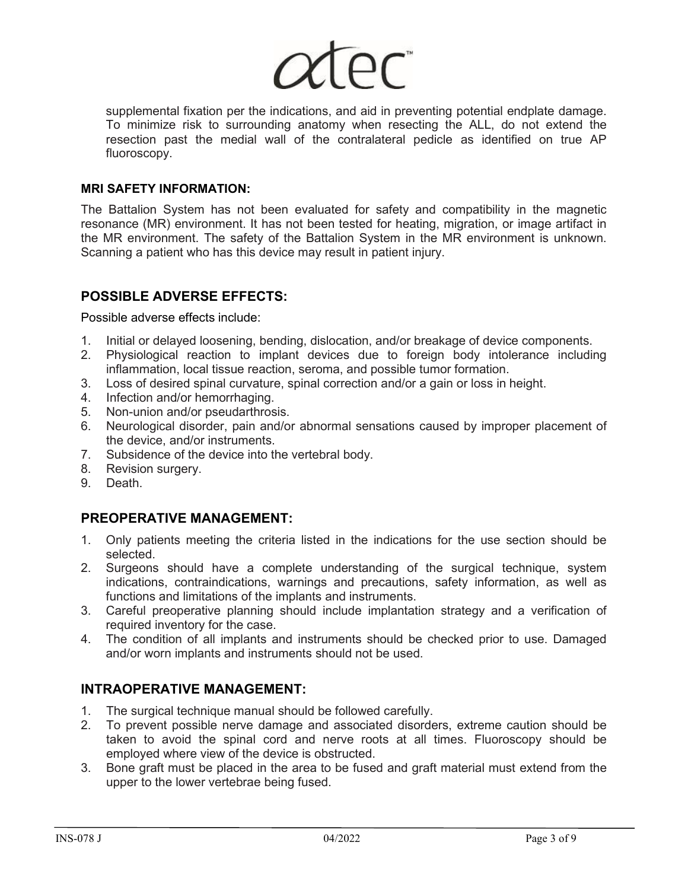supplemental fixation per the indications, and aid in preventing potential endplate damage. To minimize risk to surrounding anatomy when resecting the ALL, do not extend the resection past the medial wall of the contralateral pedicle as identified on true AP fluoroscopy.

**MRI SAFETY INFORMATION:**

The Battalion System has not been evaluated for safety and compatibility in the magnetic resonance (MR) environment. It has not been tested for heating, migration, or image artifact in the MR environment. The safety of the Battalion System in the MR environment is unknown. Scanning a patient who has this device may result in patient injury.

## POSSIBLE ADVERSE EFFECTS:

Possible adverse effects include:

1. Initial or delayed loosening, bending, dislocation, and/or breakage of device components.
2. Physiological reaction to implant devices due to foreign body intolerance including inflammation, local tissue reaction, seroma, and possible tumor formation.
3. Loss of desired spinal curvature, spinal correction and/or a gain or loss in height.
4. Infection and/or hemorrhaging.
5. Non-union and/or pseudarthrosis.
6. Neurological disorder, pain and/or abnormal sensations caused by improper placement of the device, and/or instruments.
7. Subsidence of the device into the vertebral body.
8. Revision surgery.
9. Death.

## PREOPERATIVE MANAGEMENT:

1. Only patients meeting the criteria listed in the indications for the use section should be selected.
2. Surgeons should have a complete understanding of the surgical technique, system indications, contraindications, warnings and precautions, safety information, as well as functions and limitations of the implants and instruments.
3. Careful preoperative planning should include implantation strategy and a verification of required inventory for the case.
4. The condition of all implants and instruments should be checked prior to use. Damaged and/or worn implants and instruments should not be used.

## INTRAOPERATIVE MANAGEMENT:

1. The surgical technique manual should be followed carefully.
2. To prevent possible nerve damage and associated disorders, extreme caution should be taken to avoid the spinal cord and nerve roots at all times. Fluoroscopy should be employed where view of the device is obstructed.
3. Bone graft must be placed in the area to be fused and graft material must extend from the upper to the lower vertebrae being fused.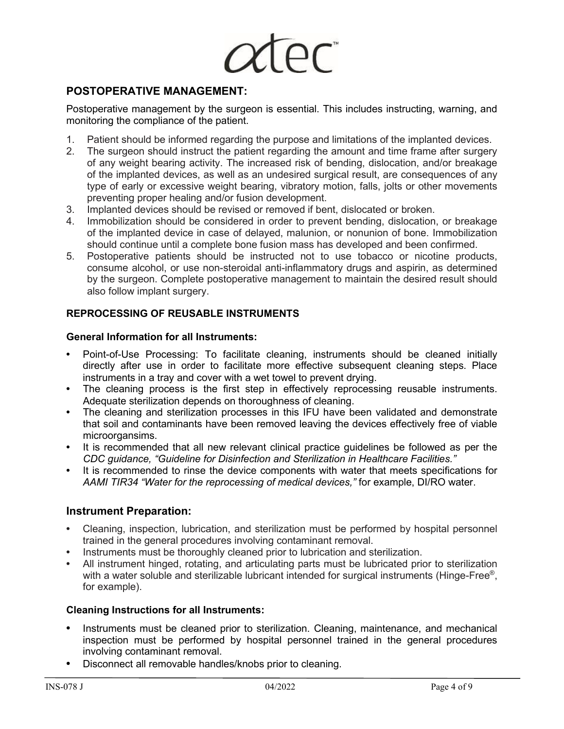## POSTOPERATIVE MANAGEMENT:

Postoperative management by the surgeon is essential. This includes instructing, warning, and monitoring the compliance of the patient.

1. Patient should be informed regarding the purpose and limitations of the implanted devices.
2. The surgeon should instruct the patient regarding the amount and time frame after surgery of any weight bearing activity. The increased risk of bending, dislocation, and/or breakage of the implanted devices, as well as an undesired surgical result, are consequences of any type of early or excessive weight bearing, vibratory motion, falls, jolts or other movements preventing proper healing and/or fusion development.
3. Implanted devices should be revised or removed if bent, dislocated or broken.
4. Immobilization should be considered in order to prevent bending, dislocation, or breakage of the implanted device in case of delayed, malunion, or nonunion of bone. Immobilization should continue until a complete bone fusion mass has developed and been confirmed.
5. Postoperative patients should be instructed not to use tobacco or nicotine products, consume alcohol, or use non-steroidal anti-inflammatory drugs and aspirin, as determined by the surgeon. Complete postoperative management to maintain the desired result should also follow implant surgery.

### REPROCESSING OF REUSABLE INSTRUMENTS

#### General Information for all Instruments:

- Point-of-Use Processing: To facilitate cleaning, instruments should be cleaned initially directly after use in order to facilitate more effective subsequent cleaning steps. Place instruments in a tray and cover with a wet towel to prevent drying.
- The cleaning process is the first step in effectively reprocessing reusable instruments. Adequate sterilization depends on thoroughness of cleaning.
- The cleaning and sterilization processes in this IFU have been validated and demonstrate that soil and contaminants have been removed leaving the devices effectively free of viable microorgansims.
- It is recommended that all new relevant clinical practice guidelines be followed as per the *CDC guidance, "Guideline for Disinfection and Sterilization in Healthcare Facilities."*
- It is recommended to rinse the device components with water that meets specifications for *AAMI TIR34 "Water for the reprocessing of medical devices,"* for example, DI/RO water.

## Instrument Preparation:

- Cleaning, inspection, lubrication, and sterilization must be performed by hospital personnel trained in the general procedures involving contaminant removal.
- Instruments must be thoroughly cleaned prior to lubrication and sterilization.
- All instrument hinged, rotating, and articulating parts must be lubricated prior to sterilization with a water soluble and sterilizable lubricant intended for surgical instruments (Hinge-Free®, for example).

#### Cleaning Instructions for all Instruments:

- Instruments must be cleaned prior to sterilization. Cleaning, maintenance, and mechanical inspection must be performed by hospital personnel trained in the general procedures involving contaminant removal.
- Disconnect all removable handles/knobs prior to cleaning.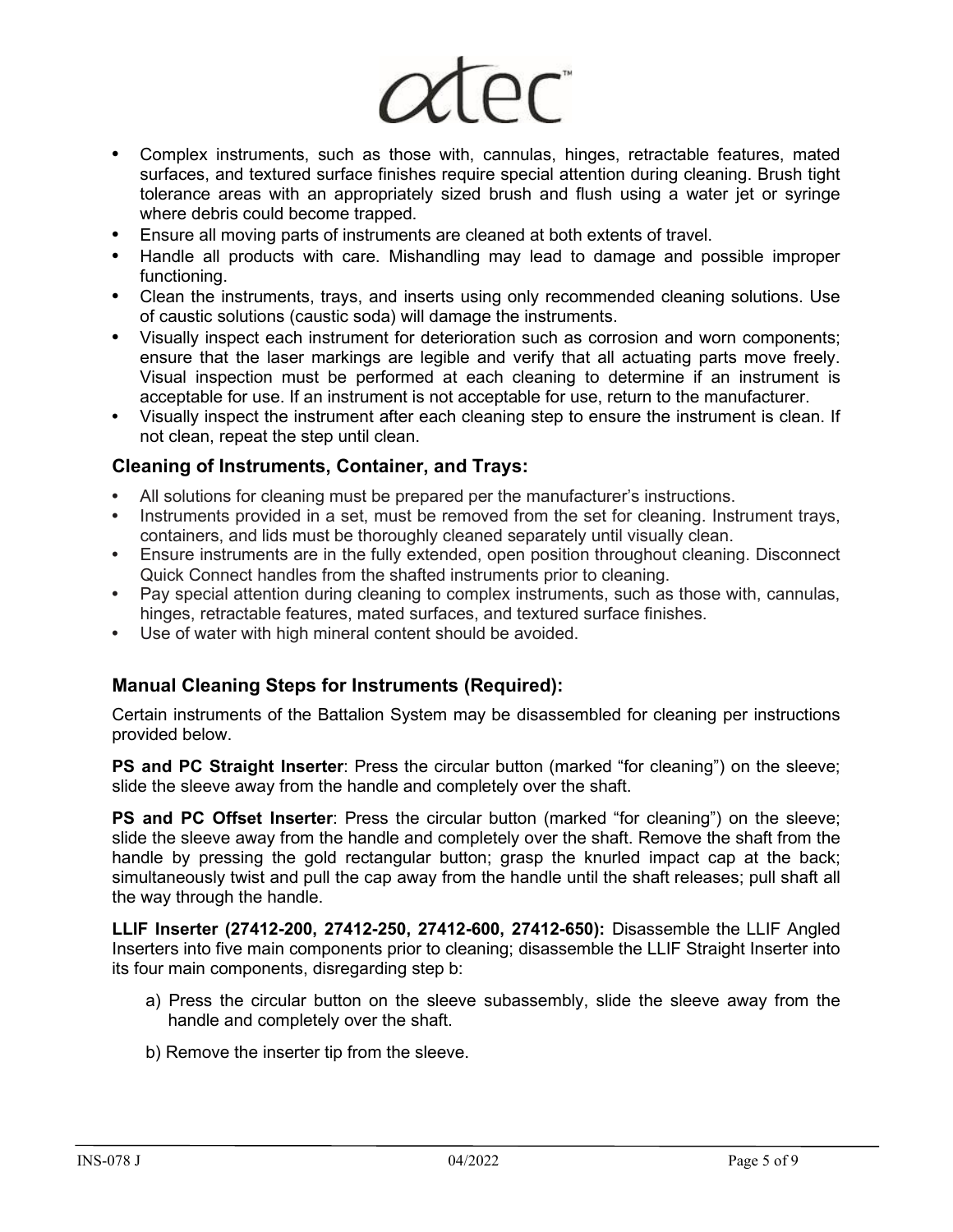- Complex instruments, such as those with, cannulas, hinges, retractable features, mated surfaces, and textured surface finishes require special attention during cleaning. Brush tight tolerance areas with an appropriately sized brush and flush using a water jet or syringe where debris could become trapped.
- Ensure all moving parts of instruments are cleaned at both extents of travel.
- Handle all products with care. Mishandling may lead to damage and possible improper functioning.
- Clean the instruments, trays, and inserts using only recommended cleaning solutions. Use of caustic solutions (caustic soda) will damage the instruments.
- Visually inspect each instrument for deterioration such as corrosion and worn components; ensure that the laser markings are legible and verify that all actuating parts move freely. Visual inspection must be performed at each cleaning to determine if an instrument is acceptable for use. If an instrument is not acceptable for use, return to the manufacturer.
- Visually inspect the instrument after each cleaning step to ensure the instrument is clean. If not clean, repeat the step until clean.

### Cleaning of Instruments, Container, and Trays:

- All solutions for cleaning must be prepared per the manufacturer's instructions.
- Instruments provided in a set, must be removed from the set for cleaning. Instrument trays, containers, and lids must be thoroughly cleaned separately until visually clean.
- Ensure instruments are in the fully extended, open position throughout cleaning. Disconnect Quick Connect handles from the shafted instruments prior to cleaning.
- Pay special attention during cleaning to complex instruments, such as those with, cannulas, hinges, retractable features, mated surfaces, and textured surface finishes.
- Use of water with high mineral content should be avoided.

### Manual Cleaning Steps for Instruments (Required):

Certain instruments of the Battalion System may be disassembled for cleaning per instructions provided below.

**PS and PC Straight Inserter**: Press the circular button (marked "for cleaning") on the sleeve; slide the sleeve away from the handle and completely over the shaft.

**PS and PC Offset Inserter**: Press the circular button (marked "for cleaning") on the sleeve; slide the sleeve away from the handle and completely over the shaft. Remove the shaft from the handle by pressing the gold rectangular button; grasp the knurled impact cap at the back; simultaneously twist and pull the cap away from the handle until the shaft releases; pull shaft all the way through the handle.

**LLIF Inserter (27412-200, 27412-250, 27412-600, 27412-650):** Disassemble the LLIF Angled Inserters into five main components prior to cleaning; disassemble the LLIF Straight Inserter into its four main components, disregarding step b:

a) Press the circular button on the sleeve subassembly, slide the sleeve away from the handle and completely over the shaft.

b) Remove the inserter tip from the sleeve.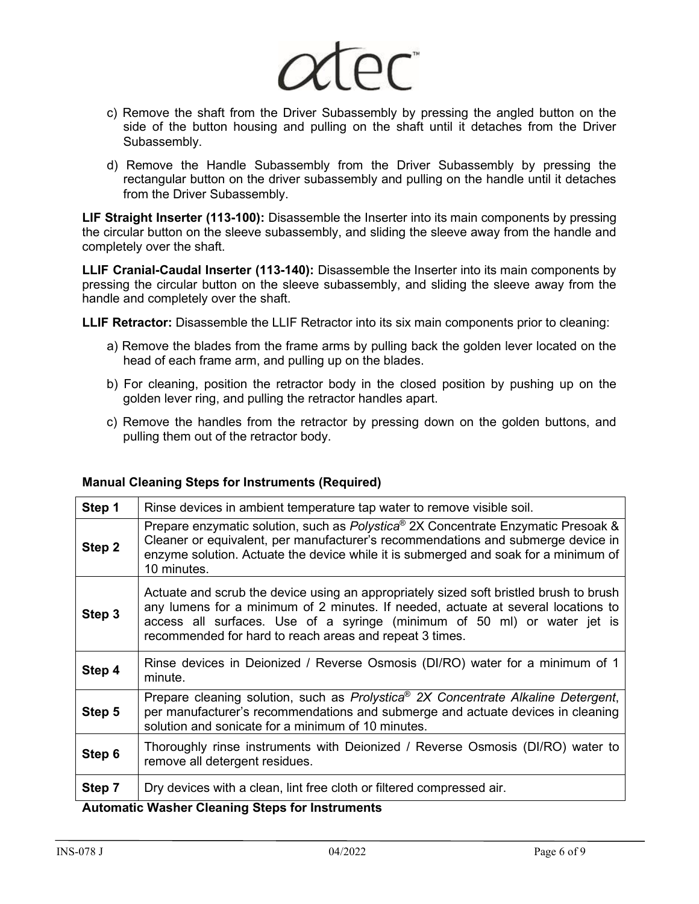c) Remove the shaft from the Driver Subassembly by pressing the angled button on the side of the button housing and pulling on the shaft until it detaches from the Driver Subassembly.

d) Remove the Handle Subassembly from the Driver Subassembly by pressing the rectangular button on the driver subassembly and pulling on the handle until it detaches from the Driver Subassembly.

**LIF Straight Inserter (113-100):** Disassemble the Inserter into its main components by pressing the circular button on the sleeve subassembly, and sliding the sleeve away from the handle and completely over the shaft.

**LLIF Cranial-Caudal Inserter (113-140):** Disassemble the Inserter into its main components by pressing the circular button on the sleeve subassembly, and sliding the sleeve away from the handle and completely over the shaft.

**LLIF Retractor:** Disassemble the LLIF Retractor into its six main components prior to cleaning:

a) Remove the blades from the frame arms by pulling back the golden lever located on the head of each frame arm, and pulling up on the blades.

b) For cleaning, position the retractor body in the closed position by pushing up on the golden lever ring, and pulling the retractor handles apart.

c) Remove the handles from the retractor by pressing down on the golden buttons, and pulling them out of the retractor body.

**Manual Cleaning Steps for Instruments (Required)**

| Step | Description |
| --- | --- |
| **Step 1** | Rinse devices in ambient temperature tap water to remove visible soil. |
| **Step 2** | Prepare enzymatic solution, such as *Polystica*® 2X Concentrate Enzymatic Presoak & Cleaner or equivalent, per manufacturer's recommendations and submerge device in enzyme solution. Actuate the device while it is submerged and soak for a minimum of 10 minutes. |
| **Step 3** | Actuate and scrub the device using an appropriately sized soft bristled brush to brush any lumens for a minimum of 2 minutes. If needed, actuate at several locations to access all surfaces. Use of a syringe (minimum of 50 ml) or water jet is recommended for hard to reach areas and repeat 3 times. |
| **Step 4** | Rinse devices in Deionized / Reverse Osmosis (DI/RO) water for a minimum of 1 minute. |
| **Step 5** | Prepare cleaning solution, such as *Prolystica® 2X Concentrate Alkaline Detergent*, per manufacturer's recommendations and submerge and actuate devices in cleaning solution and sonicate for a minimum of 10 minutes. |
| **Step 6** | Thoroughly rinse instruments with Deionized / Reverse Osmosis (DI/RO) water to remove all detergent residues. |
| **Step 7** | Dry devices with a clean, lint free cloth or filtered compressed air. |

**Automatic Washer Cleaning Steps for Instruments**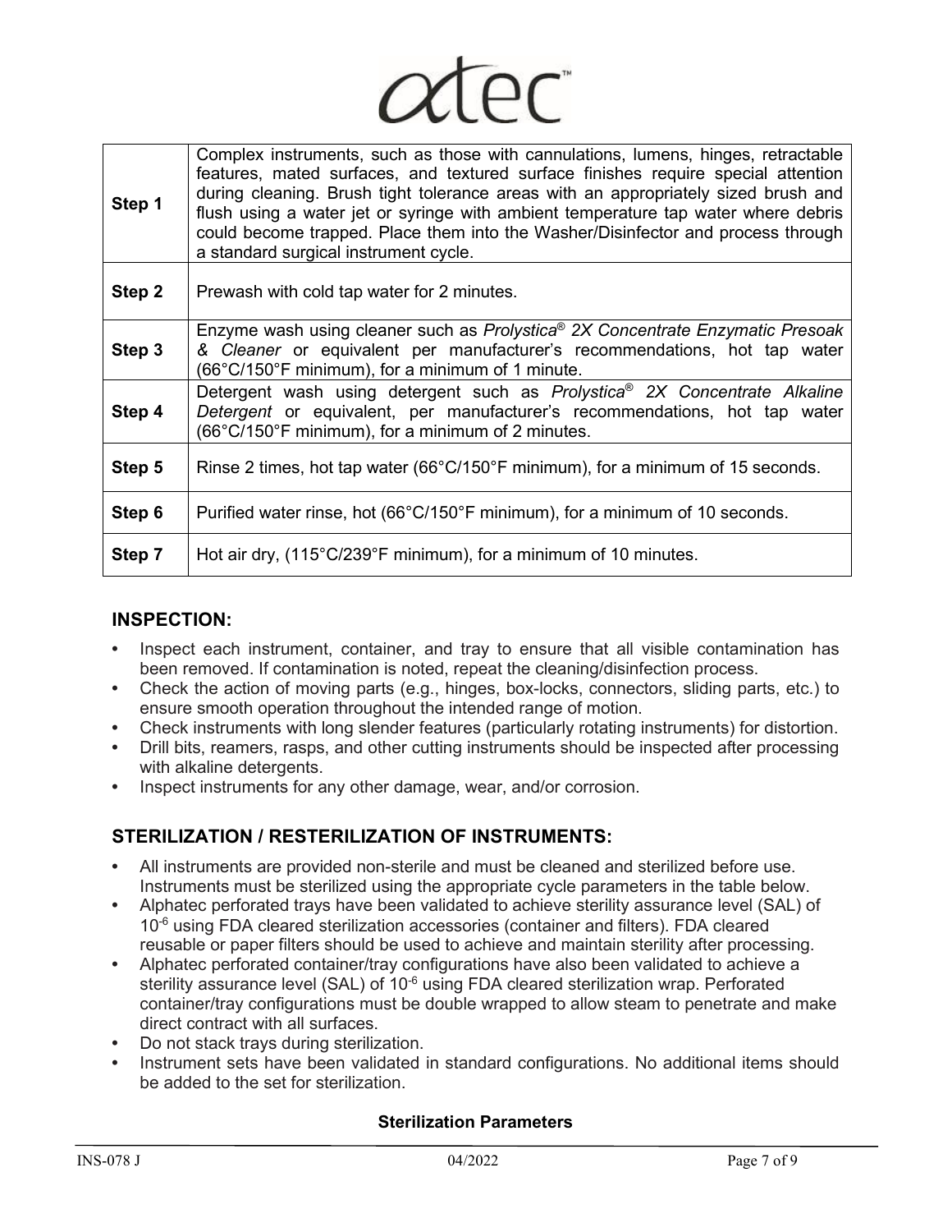| Step | Description |
|---|---|
| **Step 1** | Complex instruments, such as those with cannulations, lumens, hinges, retractable features, mated surfaces, and textured surface finishes require special attention during cleaning. Brush tight tolerance areas with an appropriately sized brush and flush using a water jet or syringe with ambient temperature tap water where debris could become trapped. Place them into the Washer/Disinfector and process through a standard surgical instrument cycle. |
| **Step 2** | Prewash with cold tap water for 2 minutes. |
| **Step 3** | Enzyme wash using cleaner such as *Prolystica® 2X Concentrate Enzymatic Presoak & Cleaner* or equivalent per manufacturer's recommendations, hot tap water (66°C/150°F minimum), for a minimum of 1 minute. |
| **Step 4** | Detergent wash using detergent such as *Prolystica® 2X Concentrate Alkaline Detergent* or equivalent, per manufacturer's recommendations, hot tap water (66°C/150°F minimum), for a minimum of 2 minutes. |
| **Step 5** | Rinse 2 times, hot tap water (66°C/150°F minimum), for a minimum of 15 seconds. |
| **Step 6** | Purified water rinse, hot (66°C/150°F minimum), for a minimum of 10 seconds. |
| **Step 7** | Hot air dry, (115°C/239°F minimum), for a minimum of 10 minutes. |

## INSPECTION:

- Inspect each instrument, container, and tray to ensure that all visible contamination has been removed. If contamination is noted, repeat the cleaning/disinfection process.
- Check the action of moving parts (e.g., hinges, box-locks, connectors, sliding parts, etc.) to ensure smooth operation throughout the intended range of motion.
- Check instruments with long slender features (particularly rotating instruments) for distortion.
- Drill bits, reamers, rasps, and other cutting instruments should be inspected after processing with alkaline detergents.
- Inspect instruments for any other damage, wear, and/or corrosion.

## STERILIZATION / RESTERILIZATION OF INSTRUMENTS:

- All instruments are provided non-sterile and must be cleaned and sterilized before use. Instruments must be sterilized using the appropriate cycle parameters in the table below.
- Alphatec perforated trays have been validated to achieve sterility assurance level (SAL) of $10^{-6}$ using FDA cleared sterilization accessories (container and filters). FDA cleared reusable or paper filters should be used to achieve and maintain sterility after processing.
- Alphatec perforated container/tray configurations have also been validated to achieve a sterility assurance level (SAL) of $10^{-6}$ using FDA cleared sterilization wrap. Perforated container/tray configurations must be double wrapped to allow steam to penetrate and make direct contract with all surfaces.
- Do not stack trays during sterilization.
- Instrument sets have been validated in standard configurations. No additional items should be added to the set for sterilization.

**Sterilization Parameters**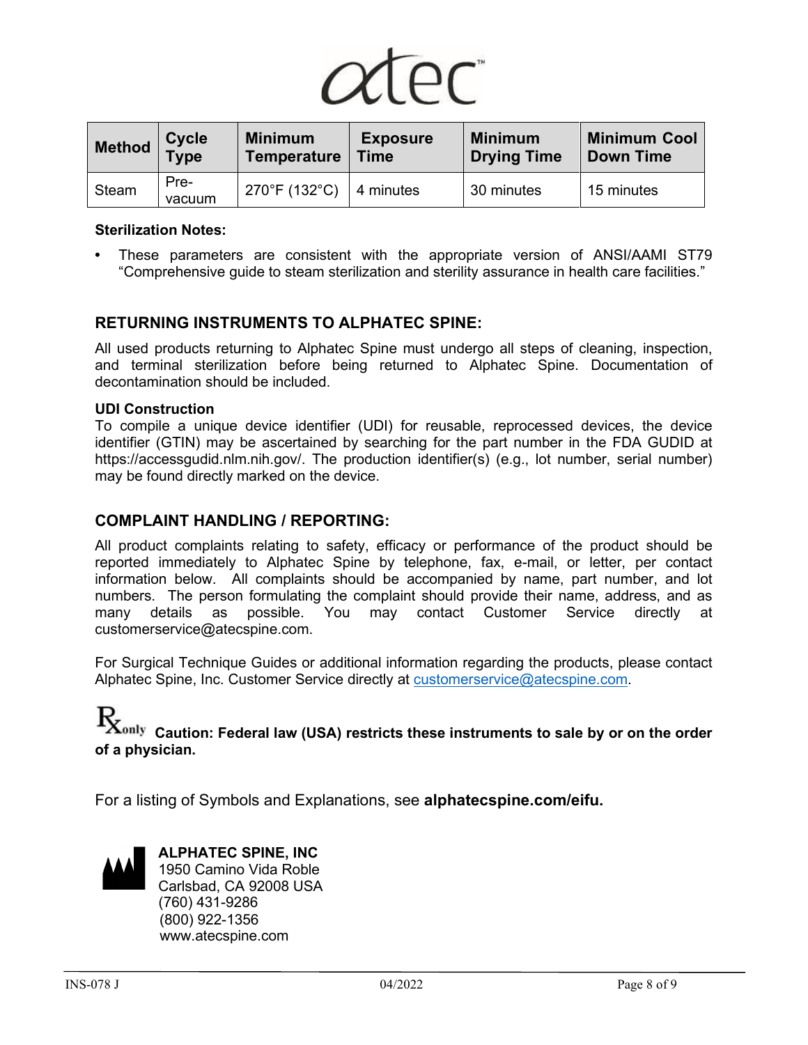| Method | Cycle Type | Minimum Temperature | Exposure Time | Minimum Drying Time | Minimum Cool Down Time |
|---|---|---|---|---|---|
| Steam | Pre-vacuum | 270°F (132°C) | 4 minutes | 30 minutes | 15 minutes |

**Sterilization Notes:**

- These parameters are consistent with the appropriate version of ANSI/AAMI ST79 "Comprehensive guide to steam sterilization and sterility assurance in health care facilities."

## RETURNING INSTRUMENTS TO ALPHATEC SPINE:

All used products returning to Alphatec Spine must undergo all steps of cleaning, inspection, and terminal sterilization before being returned to Alphatec Spine. Documentation of decontamination should be included.

**UDI Construction**

To compile a unique device identifier (UDI) for reusable, reprocessed devices, the device identifier (GTIN) may be ascertained by searching for the part number in the FDA GUDID at https://accessgudid.nlm.nih.gov/. The production identifier(s) (e.g., lot number, serial number) may be found directly marked on the device.

## COMPLAINT HANDLING / REPORTING:

All product complaints relating to safety, efficacy or performance of the product should be reported immediately to Alphatec Spine by telephone, fax, e-mail, or letter, per contact information below. All complaints should be accompanied by name, part number, and lot numbers. The person formulating the complaint should provide their name, address, and as many details as possible. You may contact Customer Service directly at customerservice@atecspine.com.

For Surgical Technique Guides or additional information regarding the products, please contact Alphatec Spine, Inc. Customer Service directly at customerservice@atecspine.com.

**Rx only Caution: Federal law (USA) restricts these instruments to sale by or on the order of a physician.**

For a listing of Symbols and Explanations, see **alphatecspine.com/eifu.**

**ALPHATEC SPINE, INC**
1950 Camino Vida Roble
Carlsbad, CA 92008 USA
(760) 431-9286
(800) 922-1356
www.atecspine.com

INS-078 J 04/2022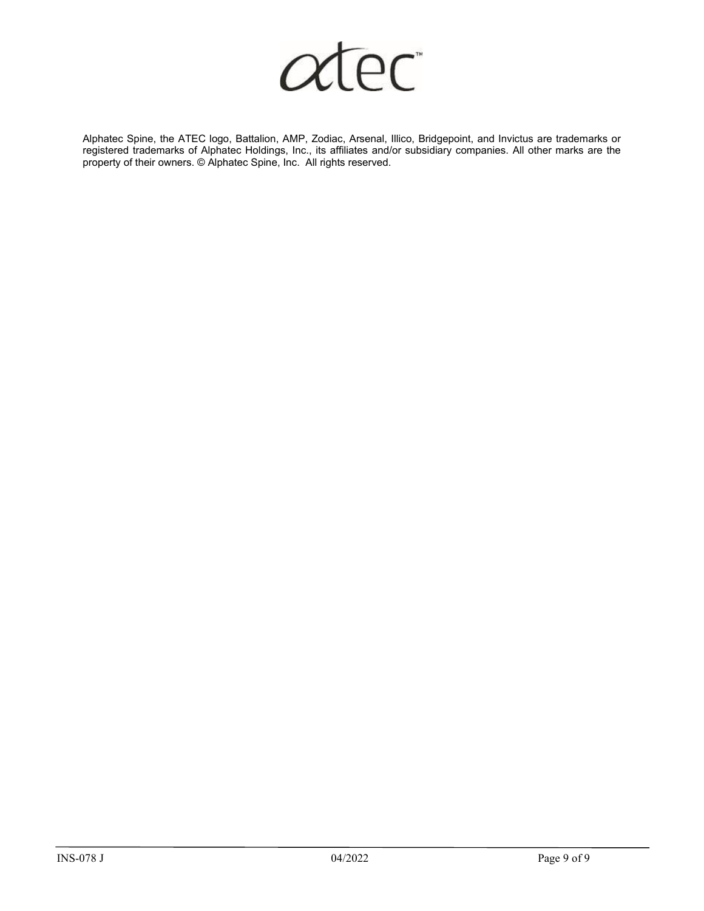Alphatec Spine, the ATEC logo, Battalion, AMP, Zodiac, Arsenal, Illico, Bridgepoint, and Invictus are trademarks or registered trademarks of Alphatec Holdings, Inc., its affiliates and/or subsidiary companies. All other marks are the property of their owners. © Alphatec Spine, Inc. All rights reserved.